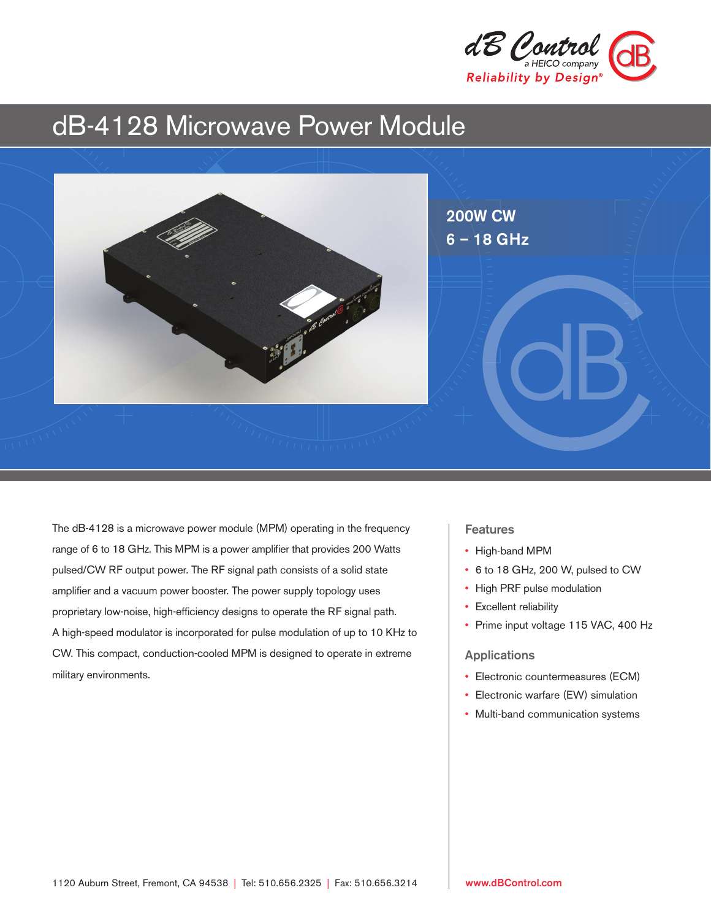dB Control
a HEICO company
Reliability by Design®

# dB-4128 Microwave Power Module

**200W CW**
**6 – 18 GHz**

The dB-4128 is a microwave power module (MPM) operating in the frequency range of 6 to 18 GHz. This MPM is a power amplifier that provides 200 Watts pulsed/CW RF output power. The RF signal path consists of a solid state amplifier and a vacuum power booster. The power supply topology uses proprietary low-noise, high-efficiency designs to operate the RF signal path. A high-speed modulator is incorporated for pulse modulation of up to 10 KHz to CW. This compact, conduction-cooled MPM is designed to operate in extreme military environments.

## Features

- High-band MPM
- 6 to 18 GHz, 200 W, pulsed to CW
- High PRF pulse modulation
- Excellent reliability
- Prime input voltage 115 VAC, 400 Hz

## Applications

- Electronic countermeasures (ECM)
- Electronic warfare (EW) simulation
- Multi-band communication systems

1120 Auburn Street, Fremont, CA 94538 | Tel: 510.656.2325 | Fax: 510.656.3214

www.dBControl.com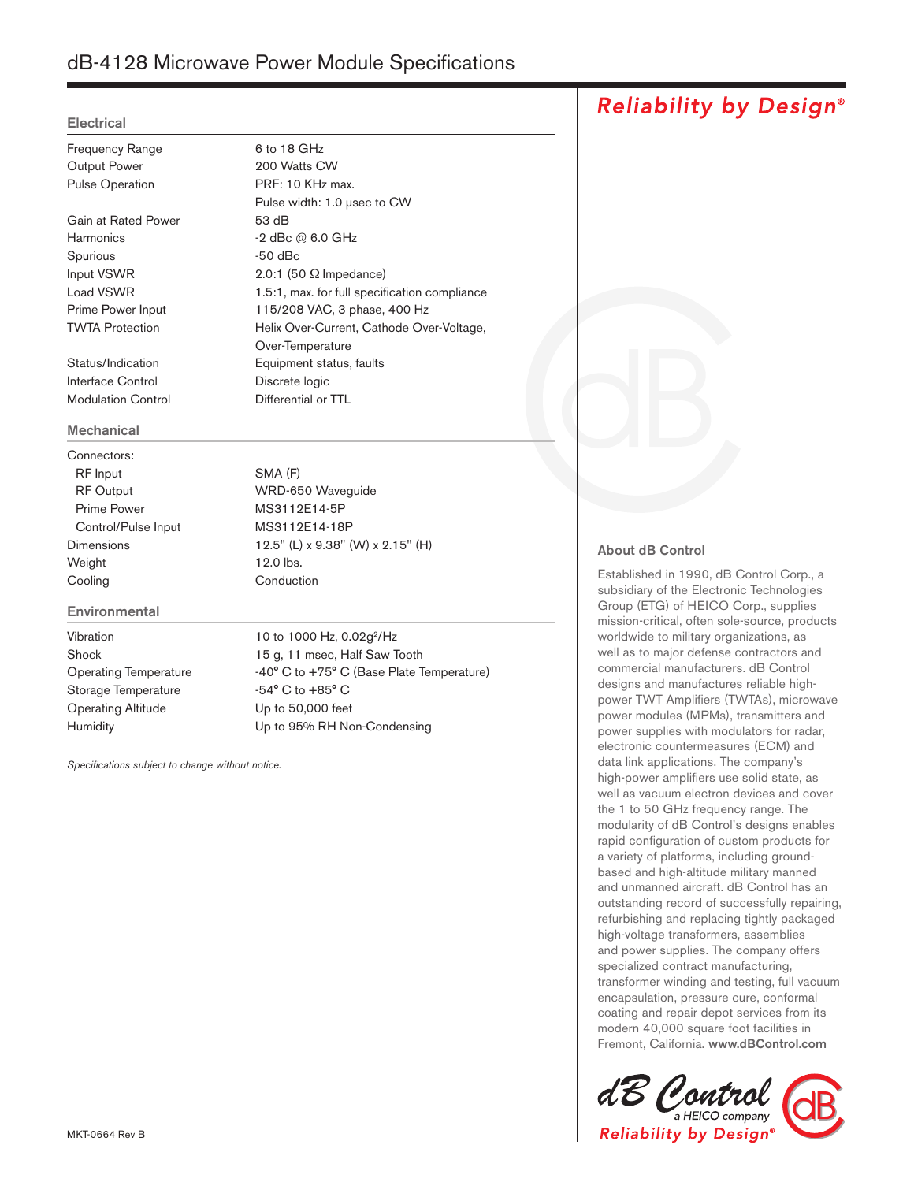# dB-4128 Microwave Power Module Specifications

## Electrical

| | |
|---|---|
| Frequency Range | 6 to 18 GHz |
| Output Power | 200 Watts CW |
| Pulse Operation | PRF: 10 KHz max. |
| | Pulse width: 1.0 µsec to CW |
| Gain at Rated Power | 53 dB |
| Harmonics | -2 dBc @ 6.0 GHz |
| Spurious | -50 dBc |
| Input VSWR | 2.0:1 (50 Ω Impedance) |
| Load VSWR | 1.5:1, max. for full specification compliance |
| Prime Power Input | 115/208 VAC, 3 phase, 400 Hz |
| TWTA Protection | Helix Over-Current, Cathode Over-Voltage, Over-Temperature |
| Status/Indication | Equipment status, faults |
| Interface Control | Discrete logic |
| Modulation Control | Differential or TTL |

## Mechanical

| | |
|---|---|
| Connectors: | |
| RF Input | SMA (F) |
| RF Output | WRD-650 Waveguide |
| Prime Power | MS3112E14-5P |
| Control/Pulse Input | MS3112E14-18P |
| Dimensions | 12.5" (L) x 9.38" (W) x 2.15" (H) |
| Weight | 12.0 lbs. |
| Cooling | Conduction |

## Environmental

| | |
|---|---|
| Vibration | 10 to 1000 Hz, 0.02g²/Hz |
| Shock | 15 g, 11 msec, Half Saw Tooth |
| Operating Temperature | -40° C to +75° C (Base Plate Temperature) |
| Storage Temperature | -54° C to +85° C |
| Operating Altitude | Up to 50,000 feet |
| Humidity | Up to 95% RH Non-Condensing |

*Specifications subject to change without notice.*

MKT-0664 Rev B

*Reliability by Design®*

### About dB Control

Established in 1990, dB Control Corp., a subsidiary of the Electronic Technologies Group (ETG) of HEICO Corp., supplies mission-critical, often sole-source, products worldwide to military organizations, as well as to major defense contractors and commercial manufacturers. dB Control designs and manufactures reliable high-power TWT Amplifiers (TWTAs), microwave power modules (MPMs), transmitters and power supplies with modulators for radar, electronic countermeasures (ECM) and data link applications. The company's high-power amplifiers use solid state, as well as vacuum electron devices and cover the 1 to 50 GHz frequency range. The modularity of dB Control's designs enables rapid configuration of custom products for a variety of platforms, including ground-based and high-altitude military manned and unmanned aircraft. dB Control has an outstanding record of successfully repairing, refurbishing and replacing tightly packaged high-voltage transformers, assemblies and power supplies. The company offers specialized contract manufacturing, transformer winding and testing, full vacuum encapsulation, pressure cure, conformal coating and repair depot services from its modern 40,000 square foot facilities in Fremont, California. **www.dBControl.com**

dB Control
a HEICO company
*Reliability by Design®*